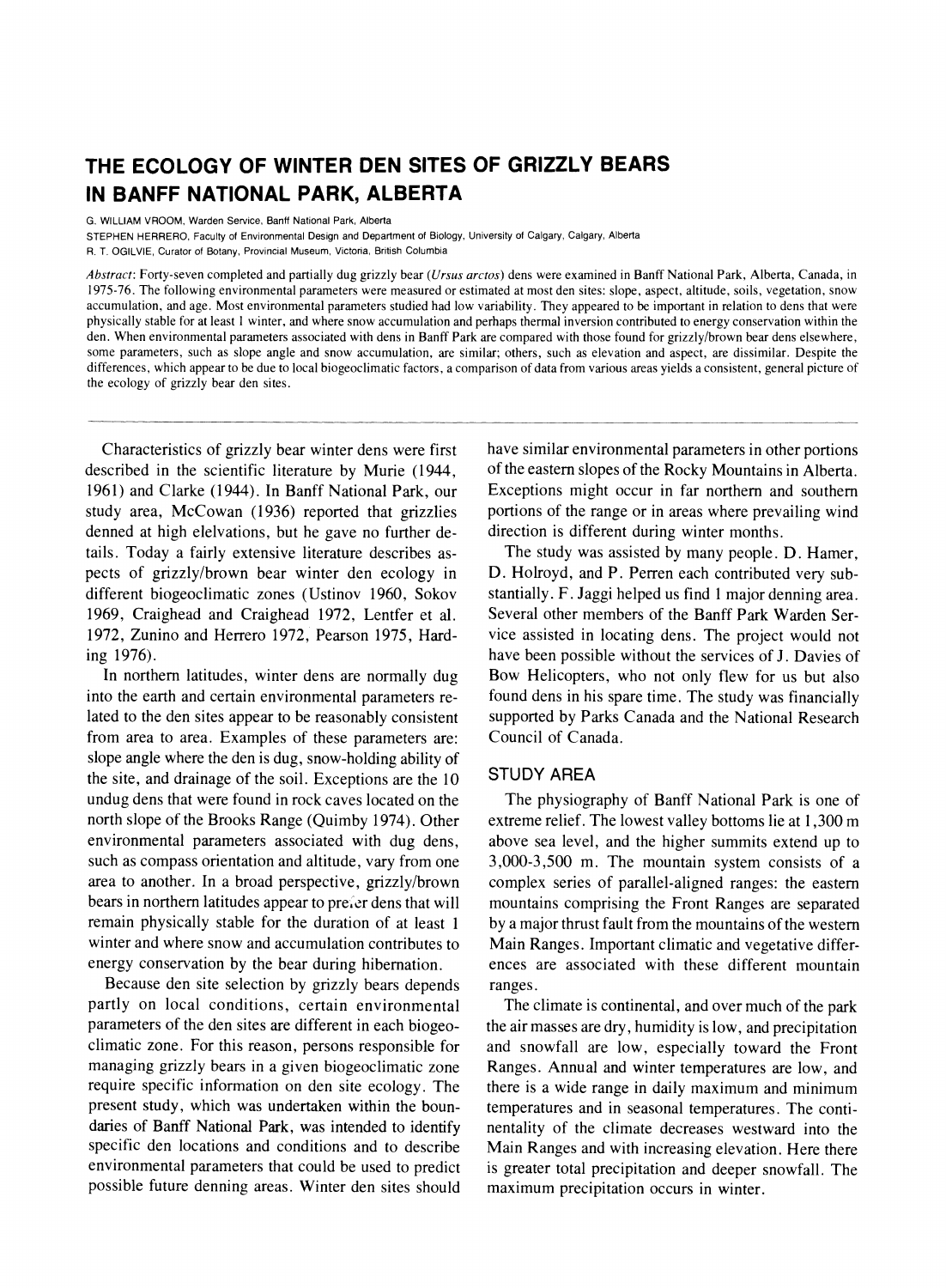# THE ECOLOGY OF WINTER DEN SITES OF GRIZZLY BEARS IN BANFF NATIONAL PARK, ALBERTA

G. WILLIAM VROOM, Warden Service, Banff National Park, Alberta

STEPHEN HERRERO, Faculty of Environmental Design and Department of Biology, University of Calgary, Calgary, Alberta

R. T. OGILVIE, Curator of Botany, Provincial Museum, Victoria, British Columbia

*Abstract*: Forty-seven completed and partially dug grizzly bear (*Ursus arctos*) dens were examined in Banff National Park, Alberta, Canada, in 1975-76. The following environmental parameters were measured or estimated at most den sites: slope, aspect, altitude, soils, vegetation, snow accumulation, and age. Most environmental parameters studied had low variability. They appeared to be important in relation to dens that were physically stable for at least 1 winter, and where snow accumulation and perhaps thermal inversion contributed to energy conservation within the den. When environmental parameters associated with dens in Banff Park are compared with those found for grizzly/brown bear dens elsewhere, some parameters, such as slope angle and snow accumulation, are similar; others, such as elevation and aspect, are dissimilar. Despite the differences, which appear to be due to local biogeoclimatic factors, a comparison of data from various areas yields a consistent, general picture of the ecology of grizzly bear den sites.

---

Characteristics of grizzly bear winter dens were first described in the scientific literature by Murie (1944, 1961) and Clarke (1944). In Banff National Park, our study area, McCowan (1936) reported that grizzlies denned at high elelvations, but he gave no further details. Today a fairly extensive literature describes aspects of grizzly/brown bear winter den ecology in different biogeoclimatic zones (Ustinov 1960, Sokov 1969, Craighead and Craighead 1972, Lentfer et al. 1972, Zunino and Herrero 1972, Pearson 1975, Harding 1976).

In northern latitudes, winter dens are normally dug into the earth and certain environmental parameters related to the den sites appear to be reasonably consistent from area to area. Examples of these parameters are: slope angle where the den is dug, snow-holding ability of the site, and drainage of the soil. Exceptions are the 10 undug dens that were found in rock caves located on the north slope of the Brooks Range (Quimby 1974). Other environmental parameters associated with dug dens, such as compass orientation and altitude, vary from one area to another. In a broad perspective, grizzly/brown bears in northern latitudes appear to prefer dens that will remain physically stable for the duration of at least 1 winter and where snow and accumulation contributes to energy conservation by the bear during hibernation.

Because den site selection by grizzly bears depends partly on local conditions, certain environmental parameters of the den sites are different in each biogeoclimatic zone. For this reason, persons responsible for managing grizzly bears in a given biogeoclimatic zone require specific information on den site ecology. The present study, which was undertaken within the boundaries of Banff National Park, was intended to identify specific den locations and conditions and to describe environmental parameters that could be used to predict possible future denning areas. Winter den sites should have similar environmental parameters in other portions of the eastern slopes of the Rocky Mountains in Alberta. Exceptions might occur in far northern and southern portions of the range or in areas where prevailing wind direction is different during winter months.

The study was assisted by many people. D. Hamer, D. Holroyd, and P. Perren each contributed very substantially. F. Jaggi helped us find 1 major denning area. Several other members of the Banff Park Warden Service assisted in locating dens. The project would not have been possible without the services of J. Davies of Bow Helicopters, who not only flew for us but also found dens in his spare time. The study was financially supported by Parks Canada and the National Research Council of Canada.

## STUDY AREA

The physiography of Banff National Park is one of extreme relief. The lowest valley bottoms lie at 1,300 m above sea level, and the higher summits extend up to 3,000-3,500 m. The mountain system consists of a complex series of parallel-aligned ranges: the eastern mountains comprising the Front Ranges are separated by a major thrust fault from the mountains of the western Main Ranges. Important climatic and vegetative differences are associated with these different mountain ranges.

The climate is continental, and over much of the park the air masses are dry, humidity is low, and precipitation and snowfall are low, especially toward the Front Ranges. Annual and winter temperatures are low, and there is a wide range in daily maximum and minimum temperatures and in seasonal temperatures. The continentality of the climate decreases westward into the Main Ranges and with increasing elevation. Here there is greater total precipitation and deeper snowfall. The maximum precipitation occurs in winter.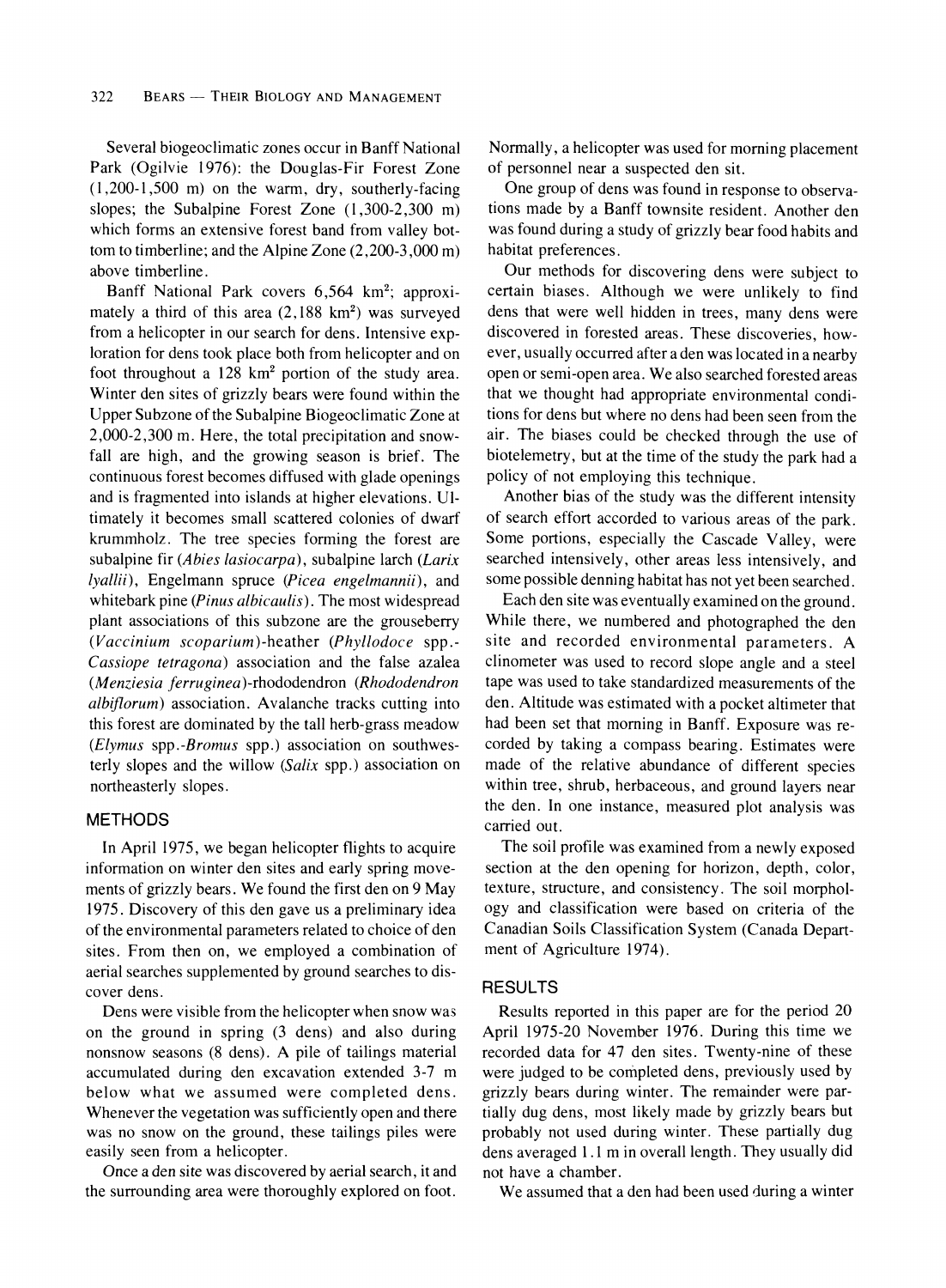Several biogeoclimatic zones occur in Banff National Park (Ogilvie 1976): the Douglas-Fir Forest Zone (1,200-1,500 m) on the warm, dry, southerly-facing slopes; the Subalpine Forest Zone (1,300-2,300 m) which forms an extensive forest band from valley bottom to timberline; and the Alpine Zone (2,200-3,000 m) above timberline.

Banff National Park covers 6,564 km²; approximately a third of this area (2,188 km²) was surveyed from a helicopter in our search for dens. Intensive exploration for dens took place both from helicopter and on foot throughout a 128 km² portion of the study area. Winter den sites of grizzly bears were found within the Upper Subzone of the Subalpine Biogeoclimatic Zone at 2,000-2,300 m. Here, the total precipitation and snowfall are high, and the growing season is brief. The continuous forest becomes diffused with glade openings and is fragmented into islands at higher elevations. Ultimately it becomes small scattered colonies of dwarf krummholz. The tree species forming the forest are subalpine fir (*Abies lasiocarpa*), subalpine larch (*Larix lyallii*), Engelmann spruce (*Picea engelmannii*), and whitebark pine (*Pinus albicaulis*). The most widespread plant associations of this subzone are the grouseberry (*Vaccinium scoparium*)-heather (*Phyllodoce* spp.-*Cassiope tetragona*) association and the false azalea (*Menziesia ferruginea*)-rhododendron (*Rhododendron albiflorum*) association. Avalanche tracks cutting into this forest are dominated by the tall herb-grass meadow (*Elymus* spp.-*Bromus* spp.) association on southwesterly slopes and the willow (*Salix* spp.) association on northeasterly slopes.

## METHODS

In April 1975, we began helicopter flights to acquire information on winter den sites and early spring movements of grizzly bears. We found the first den on 9 May 1975. Discovery of this den gave us a preliminary idea of the environmental parameters related to choice of den sites. From then on, we employed a combination of aerial searches supplemented by ground searches to discover dens.

Dens were visible from the helicopter when snow was on the ground in spring (3 dens) and also during nonsnow seasons (8 dens). A pile of tailings material accumulated during den excavation extended 3-7 m below what we assumed were completed dens. Whenever the vegetation was sufficiently open and there was no snow on the ground, these tailings piles were easily seen from a helicopter.

Once a den site was discovered by aerial search, it and the surrounding area were thoroughly explored on foot. Normally, a helicopter was used for morning placement of personnel near a suspected den sit.

One group of dens was found in response to observations made by a Banff townsite resident. Another den was found during a study of grizzly bear food habits and habitat preferences.

Our methods for discovering dens were subject to certain biases. Although we were unlikely to find dens that were well hidden in trees, many dens were discovered in forested areas. These discoveries, however, usually occurred after a den was located in a nearby open or semi-open area. We also searched forested areas that we thought had appropriate environmental conditions for dens but where no dens had been seen from the air. The biases could be checked through the use of biotelemetry, but at the time of the study the park had a policy of not employing this technique.

Another bias of the study was the different intensity of search effort accorded to various areas of the park. Some portions, especially the Cascade Valley, were searched intensively, other areas less intensively, and some possible denning habitat has not yet been searched.

Each den site was eventually examined on the ground. While there, we numbered and photographed the den site and recorded environmental parameters. A clinometer was used to record slope angle and a steel tape was used to take standardized measurements of the den. Altitude was estimated with a pocket altimeter that had been set that morning in Banff. Exposure was recorded by taking a compass bearing. Estimates were made of the relative abundance of different species within tree, shrub, herbaceous, and ground layers near the den. In one instance, measured plot analysis was carried out.

The soil profile was examined from a newly exposed section at the den opening for horizon, depth, color, texture, structure, and consistency. The soil morphology and classification were based on criteria of the Canadian Soils Classification System (Canada Department of Agriculture 1974).

## RESULTS

Results reported in this paper are for the period 20 April 1975-20 November 1976. During this time we recorded data for 47 den sites. Twenty-nine of these were judged to be completed dens, previously used by grizzly bears during winter. The remainder were partially dug dens, most likely made by grizzly bears but probably not used during winter. These partially dug dens averaged 1.1 m in overall length. They usually did not have a chamber.

We assumed that a den had been used during a winter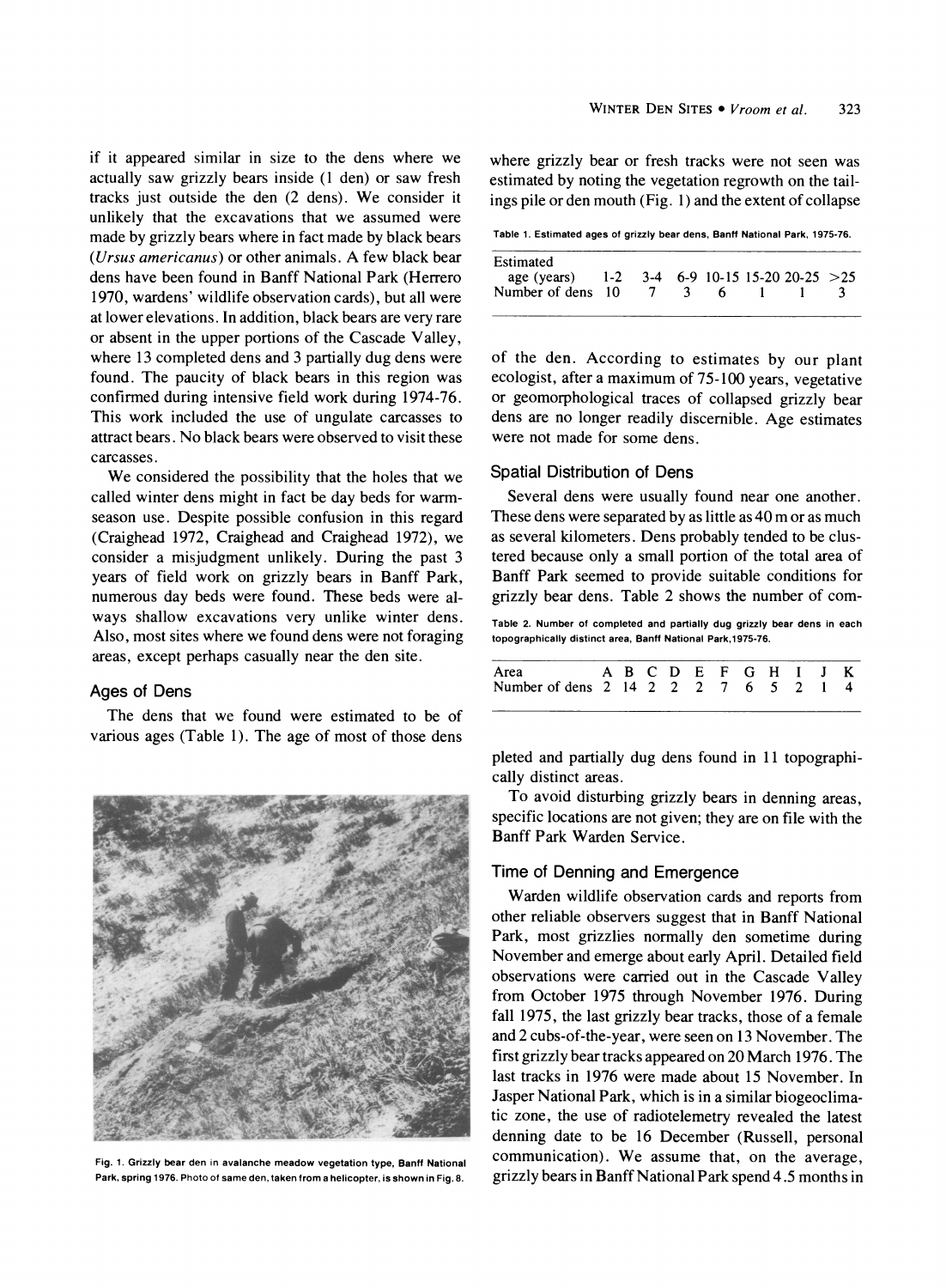if it appeared similar in size to the dens where we actually saw grizzly bears inside (1 den) or saw fresh tracks just outside the den (2 dens). We consider it unlikely that the excavations that we assumed were made by grizzly bears where in fact made by black bears (*Ursus americanus*) or other animals. A few black bear dens have been found in Banff National Park (Herrero 1970, wardens' wildlife observation cards), but all were at lower elevations. In addition, black bears are very rare or absent in the upper portions of the Cascade Valley, where 13 completed dens and 3 partially dug dens were found. The paucity of black bears in this region was confirmed during intensive field work during 1974-76. This work included the use of ungulate carcasses to attract bears. No black bears were observed to visit these carcasses.

We considered the possibility that the holes that we called winter dens might in fact be day beds for warm-season use. Despite possible confusion in this regard (Craighead 1972, Craighead and Craighead 1972), we consider a misjudgment unlikely. During the past 3 years of field work on grizzly bears in Banff Park, numerous day beds were found. These beds were always shallow excavations very unlike winter dens. Also, most sites where we found dens were not foraging areas, except perhaps casually near the den site.

## Ages of Dens

The dens that we found were estimated to be of various ages (Table 1). The age of most of those dens where grizzly bear or fresh tracks were not seen was estimated by noting the vegetation regrowth on the tailings pile or den mouth (Fig. 1) and the extent of collapse of the den. According to estimates by our plant ecologist, after a maximum of 75-100 years, vegetative or geomorphological traces of collapsed grizzly bear dens are no longer readily discernible. Age estimates were not made for some dens.

Table 1. Estimated ages of grizzly bear dens, Banff National Park, 1975-76.

| Estimated age (years) | 1-2 | 3-4 | 6-9 | 10-15 | 15-20 | 20-25 | >25 |
|---|---|---|---|---|---|---|---|
| Number of dens | 10 | 7 | 3 | 6 | 1 | 1 | 3 |

Fig. 1. Grizzly bear den in avalanche meadow vegetation type, Banff National Park, spring 1976. Photo of same den, taken from a helicopter, is shown in Fig. 8.

## Spatial Distribution of Dens

Several dens were usually found near one another. These dens were separated by as little as 40 m or as much as several kilometers. Dens probably tended to be clustered because only a small portion of the total area of Banff Park seemed to provide suitable conditions for grizzly bear dens. Table 2 shows the number of completed and partially dug dens found in 11 topographically distinct areas.

Table 2. Number of completed and partially dug grizzly bear dens in each topographically distinct area, Banff National Park, 1975-76.

| Area | A | B | C | D | E | F | G | H | I | J | K |
|---|---|---|---|---|---|---|---|---|---|---|---|
| Number of dens | 2 | 14 | 2 | 2 | 2 | 7 | 6 | 5 | 2 | 1 | 4 |

To avoid disturbing grizzly bears in denning areas, specific locations are not given; they are on file with the Banff Park Warden Service.

## Time of Denning and Emergence

Warden wildlife observation cards and reports from other reliable observers suggest that in Banff National Park, most grizzlies normally den sometime during November and emerge about early April. Detailed field observations were carried out in the Cascade Valley from October 1975 through November 1976. During fall 1975, the last grizzly bear tracks, those of a female and 2 cubs-of-the-year, were seen on 13 November. The first grizzly bear tracks appeared on 20 March 1976. The last tracks in 1976 were made about 15 November. In Jasper National Park, which is in a similar biogeoclimatic zone, the use of radiotelemetry revealed the latest denning date to be 16 December (Russell, personal communication). We assume that, on the average, grizzly bears in Banff National Park spend 4.5 months in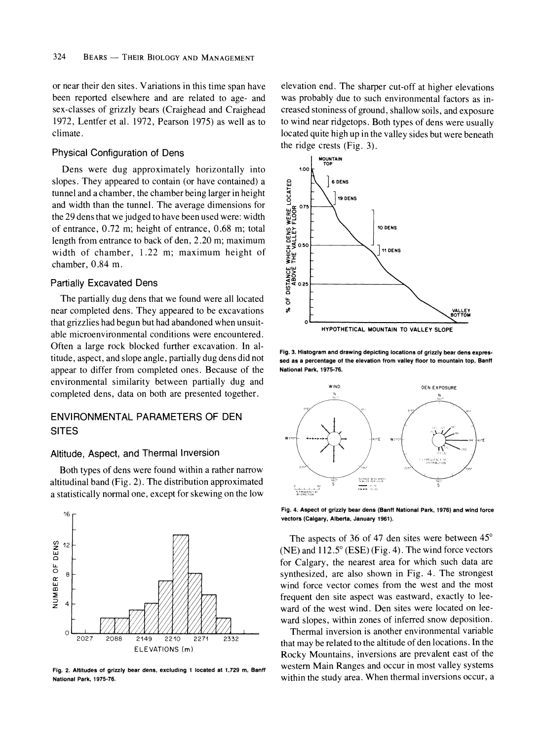or near their den sites. Variations in this time span have been reported elsewhere and are related to age- and sex-classes of grizzly bears (Craighead and Craighead 1972, Lentfer et al. 1972, Pearson 1975) as well as to climate.

### Physical Configuration of Dens

Dens were dug approximately horizontally into slopes. They appeared to contain (or have contained) a tunnel and a chamber, the chamber being larger in height and width than the tunnel. The average dimensions for the 29 dens that we judged to have been used were: width of entrance, 0.72 m; height of entrance, 0.68 m; total length from entrance to back of den, 2.20 m; maximum width of chamber, 1.22 m; maximum height of chamber, 0.84 m.

### Partially Excavated Dens

The partially dug dens that we found were all located near completed dens. They appeared to be excavations that grizzlies had begun but had abandoned when unsuitable microenvironmental conditions were encountered. Often a large rock blocked further excavation. In altitude, aspect, and slope angle, partially dug dens did not appear to differ from completed ones. Because of the environmental similarity between partially dug and completed dens, data on both are presented together.

## ENVIRONMENTAL PARAMETERS OF DEN SITES

### Altitude, Aspect, and Thermal Inversion

Both types of dens were found within a rather narrow altitudinal band (Fig. 2). The distribution approximated a statistically normal one, except for skewing on the low elevation end. The sharper cut-off at higher elevations was probably due to such environmental factors as increased stoniness of ground, shallow soils, and exposure to wind near ridgetops. Both types of dens were usually located quite high up in the valley sides but were beneath the ridge crests (Fig. 3).

**Fig. 2. Altitudes of grizzly bear dens, excluding 1 located at 1,729 m, Banff National Park, 1975-76.**

**Fig. 3. Histogram and drawing depicting locations of grizzly bear dens expressed as a percentage of the elevation from valley floor to mountain top, Banff National Park, 1975-76.**

**Fig. 4. Aspect of grizzly bear dens (Banff National Park, 1976) and wind force vectors (Calgary, Alberta, January 1961).**

The aspects of 36 of 47 den sites were between 45° (NE) and 112.5° (ESE) (Fig. 4). The wind force vectors for Calgary, the nearest area for which such data are synthesized, are also shown in Fig. 4. The strongest wind force vector comes from the west and the most frequent den site aspect was eastward, exactly to leeward of the west wind. Den sites were located on leeward slopes, within zones of inferred snow deposition.

Thermal inversion is another environmental variable that may be related to the altitude of den locations. In the Rocky Mountains, inversions are prevalent east of the western Main Ranges and occur in most valley systems within the study area. When thermal inversions occur, a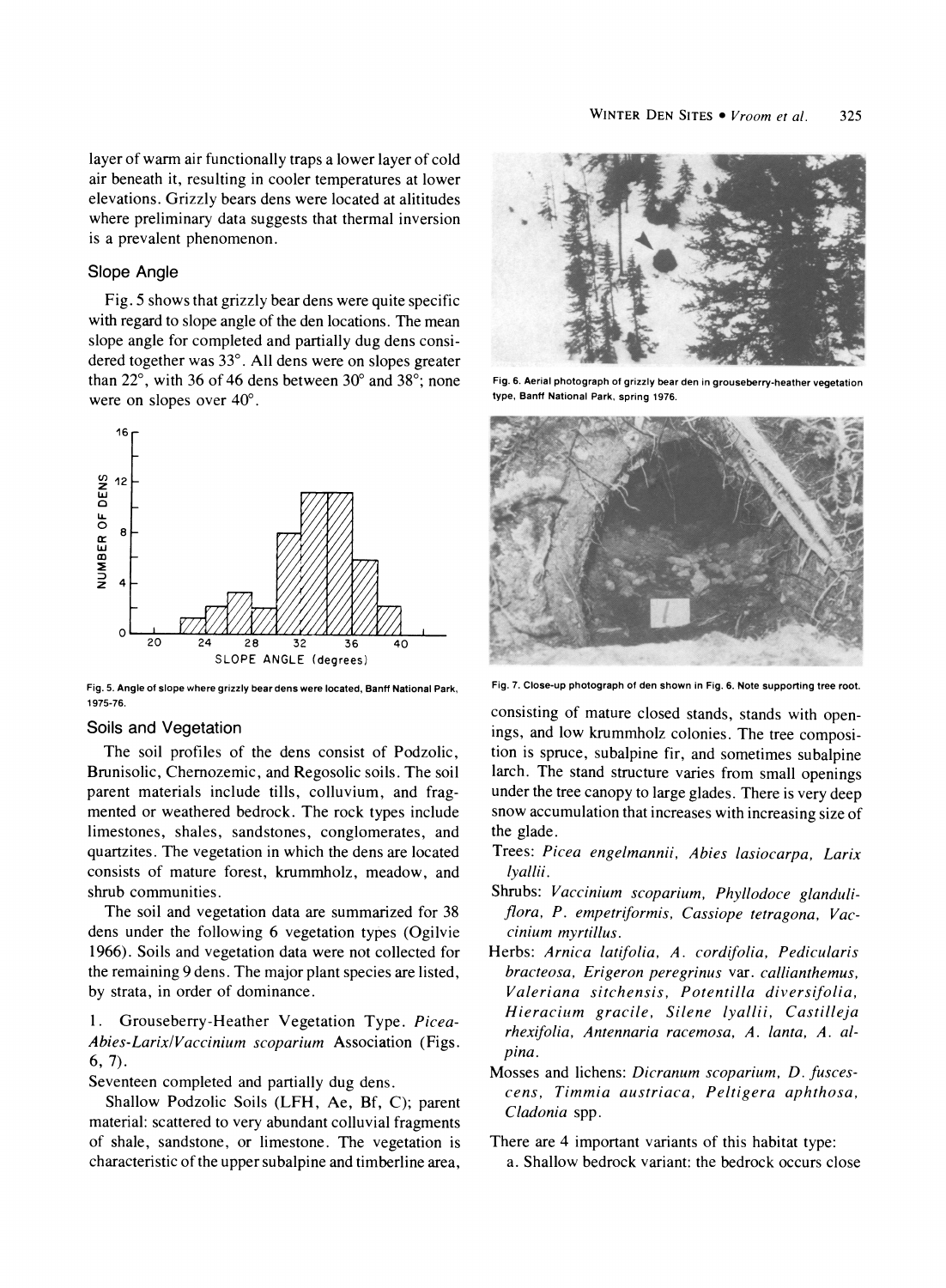layer of warm air functionally traps a lower layer of cold air beneath it, resulting in cooler temperatures at lower elevations. Grizzly bears dens were located at alititudes where preliminary data suggests that thermal inversion is a prevalent phenomenon.

## Slope Angle

Fig. 5 shows that grizzly bear dens were quite specific with regard to slope angle of the den locations. The mean slope angle for completed and partially dug dens considered together was 33°. All dens were on slopes greater than 22°, with 36 of 46 dens between 30° and 38°; none were on slopes over 40°.

Fig. 5. Angle of slope where grizzly bear dens were located, Banff National Park, 1975-76.

## Soils and Vegetation

The soil profiles of the dens consist of Podzolic, Brunisolic, Chernozemic, and Regosolic soils. The soil parent materials include tills, colluvium, and fragmented or weathered bedrock. The rock types include limestones, shales, sandstones, conglomerates, and quartzites. The vegetation in which the dens are located consists of mature forest, krummholz, meadow, and shrub communities.

The soil and vegetation data are summarized for 38 dens under the following 6 vegetation types (Ogilvie 1966). Soils and vegetation data were not collected for the remaining 9 dens. The major plant species are listed, by strata, in order of dominance.

1. Grouseberry-Heather Vegetation Type. *Picea-Abies-Larix/Vaccinium scoparium* Association (Figs. 6, 7).

Seventeen completed and partially dug dens.

Shallow Podzolic Soils (LFH, Ae, Bf, C); parent material: scattered to very abundant colluvial fragments of shale, sandstone, or limestone. The vegetation is characteristic of the upper subalpine and timberline area, consisting of mature closed stands, stands with openings, and low krummholz colonies. The tree composition is spruce, subalpine fir, and sometimes subalpine larch. The stand structure varies from small openings under the tree canopy to large glades. There is very deep snow accumulation that increases with increasing size of the glade.

Fig. 6. Aerial photograph of grizzly bear den in grouseberry-heather vegetation type, Banff National Park, spring 1976.

Fig. 7. Close-up photograph of den shown in Fig. 6. Note supporting tree root.

Trees: *Picea engelmannii, Abies lasiocarpa, Larix lyallii*.

Shrubs: *Vaccinium scoparium, Phyllodoce glanduliflora, P. empetriformis, Cassiope tetragona, Vaccinium myrtillus*.

Herbs: *Arnica latifolia, A. cordifolia, Pedicularis bracteosa, Erigeron peregrinus* var. *callianthemus, Valeriana sitchensis, Potentilla diversifolia, Hieracium gracile, Silene lyallii, Castilleja rhexifolia, Antennaria racemosa, A. lanta, A. alpina*.

Mosses and lichens: *Dicranum scoparium, D. fuscescens, Timmia austriaca, Peltigera aphthosa, Cladonia* spp.

There are 4 important variants of this habitat type:

a. Shallow bedrock variant: the bedrock occurs close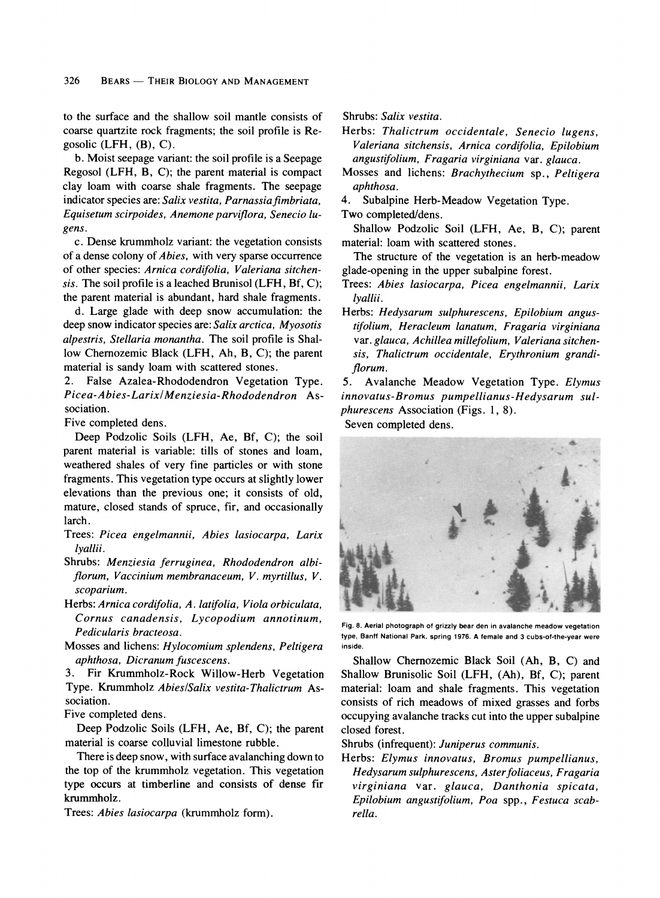to the surface and the shallow soil mantle consists of coarse quartzite rock fragments; the soil profile is Regosolic (LFH, (B), C).

b. Moist seepage variant: the soil profile is a Seepage Regosol (LFH, B, C); the parent material is compact clay loam with coarse shale fragments. The seepage indicator species are: *Salix vestita, Parnassia fimbriata, Equisetum scirpoides, Anemone parviflora, Senecio lugens.*

c. Dense krummholz variant: the vegetation consists of a dense colony of *Abies*, with very sparse occurrence of other species: *Arnica cordifolia, Valeriana sitchensis.* The soil profile is a leached Brunisol (LFH, Bf, C); the parent material is abundant, hard shale fragments.

d. Large glade with deep snow accumulation: the deep snow indicator species are: *Salix arctica, Myosotis alpestris, Stellaria monantha.* The soil profile is Shallow Chernozemic Black (LFH, Ah, B, C); the parent material is sandy loam with scattered stones.

2. False Azalea-Rhododendron Vegetation Type. *Picea-Abies-Larix/Menziesia-Rhododendron* Association.

Five completed dens.

Deep Podzolic Soils (LFH, Ae, Bf, C); the soil parent material is variable: tills of stones and loam, weathered shales of very fine particles or with stone fragments. This vegetation type occurs at slightly lower elevations than the previous one; it consists of old, mature, closed stands of spruce, fir, and occasionally larch.

Trees: *Picea engelmannii, Abies lasiocarpa, Larix lyallii.*

Shrubs: *Menziesia ferruginea, Rhododendron albiflorum, Vaccinium membranaceum, V. myrtillus, V. scoparium.*

Herbs: *Arnica cordifolia, A. latifolia, Viola orbiculata, Cornus canadensis, Lycopodium annotinum, Pedicularis bracteosa.*

Mosses and lichens: *Hylocomium splendens, Peltigera aphthosa, Dicranum fuscescens.*

3. Fir Krummholz-Rock Willow-Herb Vegetation Type. Krummholz *Abies/Salix vestita-Thalictrum* Association.

Five completed dens.

Deep Podzolic Soils (LFH, Ae, Bf, C); the parent material is coarse colluvial limestone rubble.

There is deep snow, with surface avalanching down to the top of the krummholz vegetation. This vegetation type occurs at timberline and consists of dense fir krummholz.

Trees: *Abies lasiocarpa* (krummholz form).

Shrubs: *Salix vestita.*

Herbs: *Thalictrum occidentale, Senecio lugens, Valeriana sitchensis, Arnica cordifolia, Epilobium angustifolium, Fragaria virginiana* var. *glauca.*

Mosses and lichens: *Brachythecium* sp., *Peltigera aphthosa.*

4. Subalpine Herb-Meadow Vegetation Type.

Two completed/dens.

Shallow Podzolic Soil (LFH, Ae, B, C); parent material: loam with scattered stones.

The structure of the vegetation is an herb-meadow glade-opening in the upper subalpine forest.

Trees: *Abies lasiocarpa, Picea engelmannii, Larix lyallii.*

Herbs: *Hedysarum sulphurescens, Epilobium angustifolium, Heracleum lanatum, Fragaria virginiana* var. *glauca, Achillea millefolium, Valeriana sitchensis, Thalictrum occidentale, Erythronium grandiflorum.*

5. Avalanche Meadow Vegetation Type. *Elymus innovatus-Bromus pumpellianus-Hedysarum sulphurescens* Association (Figs. 1, 8).

Seven completed dens.

Fig. 8. Aerial photograph of grizzly bear den in avalanche meadow vegetation type, Banff National Park, spring 1976. A female and 3 cubs-of-the-year were inside.

Shallow Chernozemic Black Soil (Ah, B, C) and Shallow Brunisolic Soil (LFH, (Ah), Bf, C); parent material: loam and shale fragments. This vegetation consists of rich meadows of mixed grasses and forbs occupying avalanche tracks cut into the upper subalpine closed forest.

Shrubs (infrequent): *Juniperus communis.*

Herbs: *Elymus innovatus, Bromus pumpellianus, Hedysarum sulphurescens, Aster foliaceus, Fragaria virginiana* var. *glauca, Danthonia spicata, Epilobium angustifolium, Poa* spp., *Festuca scabrella.*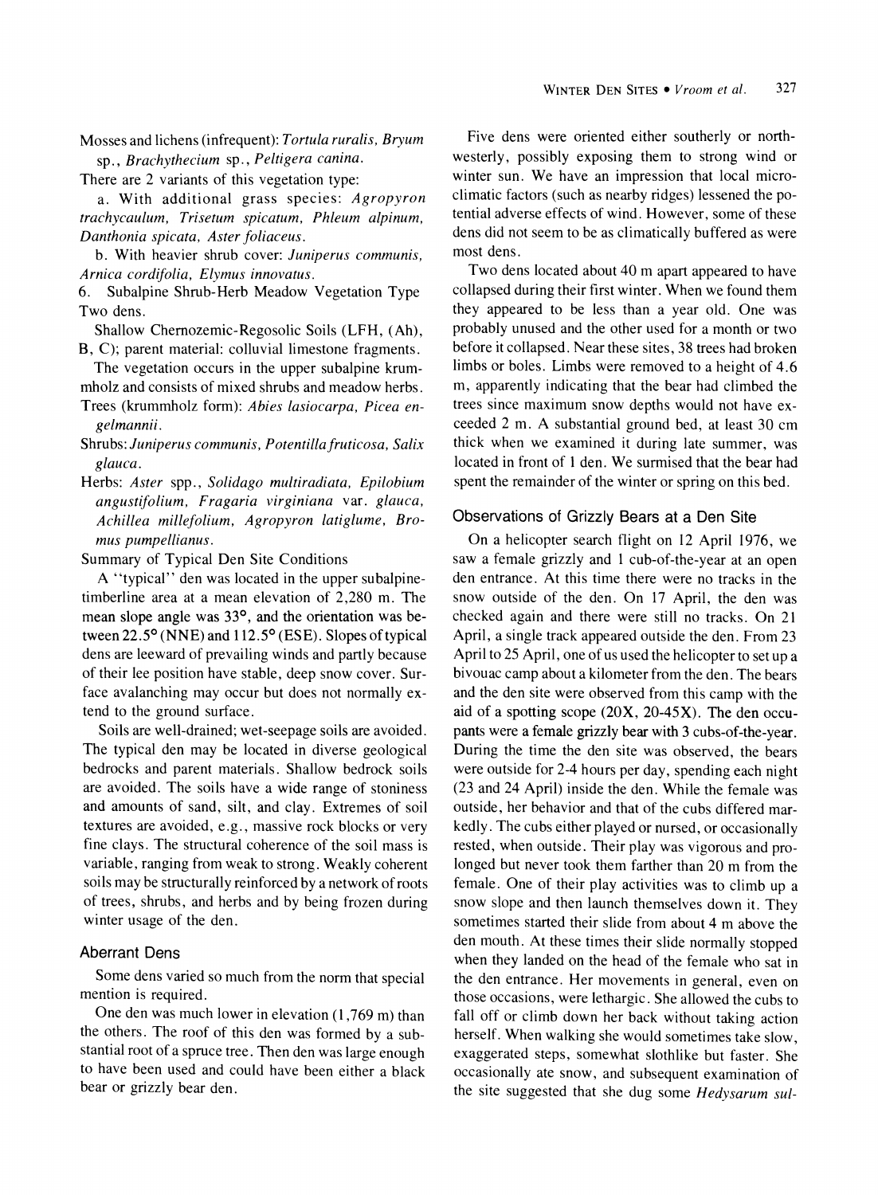Mosses and lichens (infrequent): *Tortula ruralis, Bryum* sp., *Brachythecium* sp., *Peltigera canina*.

There are 2 variants of this vegetation type:

a. With additional grass species: *Agropyron trachycaulum, Trisetum spicatum, Phleum alpinum, Danthonia spicata, Aster foliaceus*.

b. With heavier shrub cover: *Juniperus communis, Arnica cordifolia, Elymus innovatus*.

6. Subalpine Shrub-Herb Meadow Vegetation Type

Two dens.

Shallow Chernozemic-Regosolic Soils (LFH, (Ah), B, C); parent material: colluvial limestone fragments.

The vegetation occurs in the upper subalpine krummholz and consists of mixed shrubs and meadow herbs.

Trees (krummholz form): *Abies lasiocarpa, Picea engelmannii*.

Shrubs: *Juniperus communis, Potentilla fruticosa, Salix glauca*.

Herbs: *Aster* spp., *Solidago multiradiata, Epilobium angustifolium, Fragaria virginiana* var. *glauca, Achillea millefolium, Agropyron latiglume, Bromus pumpellianus*.

Summary of Typical Den Site Conditions

A "typical" den was located in the upper subalpine-timberline area at a mean elevation of 2,280 m. The mean slope angle was 33°, and the orientation was between 22.5° (NNE) and 112.5° (ESE). Slopes of typical dens are leeward of prevailing winds and partly because of their lee position have stable, deep snow cover. Surface avalanching may occur but does not normally extend to the ground surface.

Soils are well-drained; wet-seepage soils are avoided. The typical den may be located in diverse geological bedrocks and parent materials. Shallow bedrock soils are avoided. The soils have a wide range of stoniness and amounts of sand, silt, and clay. Extremes of soil textures are avoided, e.g., massive rock blocks or very fine clays. The structural coherence of the soil mass is variable, ranging from weak to strong. Weakly coherent soils may be structurally reinforced by a network of roots of trees, shrubs, and herbs and by being frozen during winter usage of the den.

### Aberrant Dens

Some dens varied so much from the norm that special mention is required.

One den was much lower in elevation (1,769 m) than the others. The roof of this den was formed by a substantial root of a spruce tree. Then den was large enough to have been used and could have been either a black bear or grizzly bear den.

Five dens were oriented either southerly or northwesterly, possibly exposing them to strong wind or winter sun. We have an impression that local microclimatic factors (such as nearby ridges) lessened the potential adverse effects of wind. However, some of these dens did not seem to be as climatically buffered as were most dens.

Two dens located about 40 m apart appeared to have collapsed during their first winter. When we found them they appeared to be less than a year old. One was probably unused and the other used for a month or two before it collapsed. Near these sites, 38 trees had broken limbs or boles. Limbs were removed to a height of 4.6 m, apparently indicating that the bear had climbed the trees since maximum snow depths would not have exceeded 2 m. A substantial ground bed, at least 30 cm thick when we examined it during late summer, was located in front of 1 den. We surmised that the bear had spent the remainder of the winter or spring on this bed.

### Observations of Grizzly Bears at a Den Site

On a helicopter search flight on 12 April 1976, we saw a female grizzly and 1 cub-of-the-year at an open den entrance. At this time there were no tracks in the snow outside of the den. On 17 April, the den was checked again and there were still no tracks. On 21 April, a single track appeared outside the den. From 23 April to 25 April, one of us used the helicopter to set up a bivouac camp about a kilometer from the den. The bears and the den site were observed from this camp with the aid of a spotting scope (20X, 20-45X). The den occupants were a female grizzly bear with 3 cubs-of-the-year. During the time the den site was observed, the bears were outside for 2-4 hours per day, spending each night (23 and 24 April) inside the den. While the female was outside, her behavior and that of the cubs differed markedly. The cubs either played or nursed, or occasionally rested, when outside. Their play was vigorous and prolonged but never took them farther than 20 m from the female. One of their play activities was to climb up a snow slope and then launch themselves down it. They sometimes started their slide from about 4 m above the den mouth. At these times their slide normally stopped when they landed on the head of the female who sat in the den entrance. Her movements in general, even on those occasions, were lethargic. She allowed the cubs to fall off or climb down her back without taking action herself. When walking she would sometimes take slow, exaggerated steps, somewhat slothlike but faster. She occasionally ate snow, and subsequent examination of the site suggested that she dug some *Hedysarum sul-*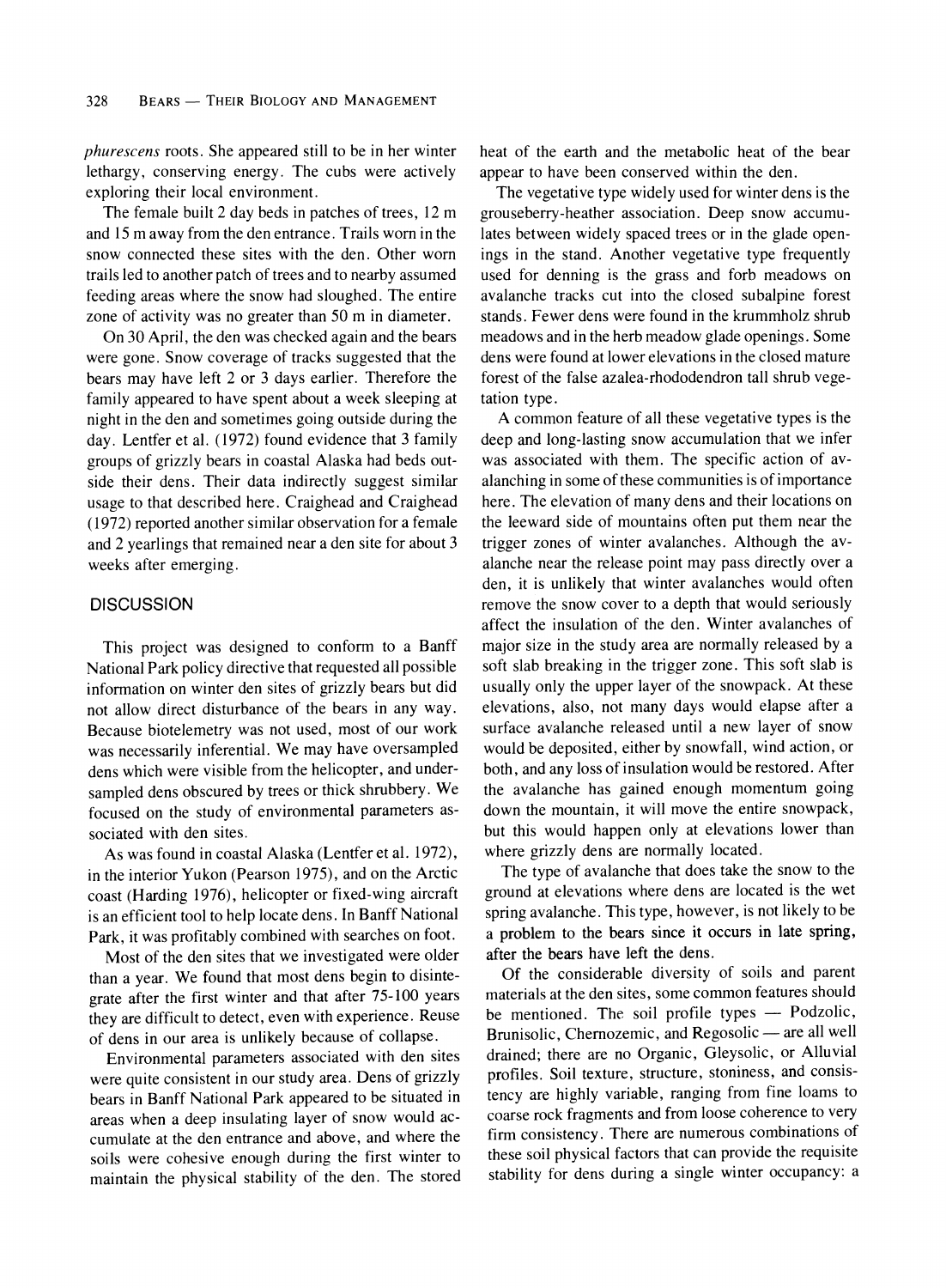*phurescens* roots. She appeared still to be in her winter lethargy, conserving energy. The cubs were actively exploring their local environment.

The female built 2 day beds in patches of trees, 12 m and 15 m away from the den entrance. Trails worn in the snow connected these sites with the den. Other worn trails led to another patch of trees and to nearby assumed feeding areas where the snow had sloughed. The entire zone of activity was no greater than 50 m in diameter.

On 30 April, the den was checked again and the bears were gone. Snow coverage of tracks suggested that the bears may have left 2 or 3 days earlier. Therefore the family appeared to have spent about a week sleeping at night in the den and sometimes going outside during the day. Lentfer et al. (1972) found evidence that 3 family groups of grizzly bears in coastal Alaska had beds outside their dens. Their data indirectly suggest similar usage to that described here. Craighead and Craighead (1972) reported another similar observation for a female and 2 yearlings that remained near a den site for about 3 weeks after emerging.

## DISCUSSION

This project was designed to conform to a Banff National Park policy directive that requested all possible information on winter den sites of grizzly bears but did not allow direct disturbance of the bears in any way. Because biotelemetry was not used, most of our work was necessarily inferential. We may have oversampled dens which were visible from the helicopter, and undersampled dens obscured by trees or thick shrubbery. We focused on the study of environmental parameters associated with den sites.

As was found in coastal Alaska (Lentfer et al. 1972), in the interior Yukon (Pearson 1975), and on the Arctic coast (Harding 1976), helicopter or fixed-wing aircraft is an efficient tool to help locate dens. In Banff National Park, it was profitably combined with searches on foot.

Most of the den sites that we investigated were older than a year. We found that most dens begin to disintegrate after the first winter and that after 75-100 years they are difficult to detect, even with experience. Reuse of dens in our area is unlikely because of collapse.

Environmental parameters associated with den sites were quite consistent in our study area. Dens of grizzly bears in Banff National Park appeared to be situated in areas when a deep insulating layer of snow would accumulate at the den entrance and above, and where the soils were cohesive enough during the first winter to maintain the physical stability of the den. The stored heat of the earth and the metabolic heat of the bear appear to have been conserved within the den.

The vegetative type widely used for winter dens is the grouseberry-heather association. Deep snow accumulates between widely spaced trees or in the glade openings in the stand. Another vegetative type frequently used for denning is the grass and forb meadows on avalanche tracks cut into the closed subalpine forest stands. Fewer dens were found in the krummholz shrub meadows and in the herb meadow glade openings. Some dens were found at lower elevations in the closed mature forest of the false azalea-rhododendron tall shrub vegetation type.

A common feature of all these vegetative types is the deep and long-lasting snow accumulation that we infer was associated with them. The specific action of avalanching in some of these communities is of importance here. The elevation of many dens and their locations on the leeward side of mountains often put them near the trigger zones of winter avalanches. Although the avalanche near the release point may pass directly over a den, it is unlikely that winter avalanches would often remove the snow cover to a depth that would seriously affect the insulation of the den. Winter avalanches of major size in the study area are normally released by a soft slab breaking in the trigger zone. This soft slab is usually only the upper layer of the snowpack. At these elevations, also, not many days would elapse after a surface avalanche released until a new layer of snow would be deposited, either by snowfall, wind action, or both, and any loss of insulation would be restored. After the avalanche has gained enough momentum going down the mountain, it will move the entire snowpack, but this would happen only at elevations lower than where grizzly dens are normally located.

The type of avalanche that does take the snow to the ground at elevations where dens are located is the wet spring avalanche. This type, however, is not likely to be a problem to the bears since it occurs in late spring, after the bears have left the dens.

Of the considerable diversity of soils and parent materials at the den sites, some common features should be mentioned. The soil profile types — Podzolic, Brunisolic, Chernozemic, and Regosolic — are all well drained; there are no Organic, Gleysolic, or Alluvial profiles. Soil texture, structure, stoniness, and consistency are highly variable, ranging from fine loams to coarse rock fragments and from loose coherence to very firm consistency. There are numerous combinations of these soil physical factors that can provide the requisite stability for dens during a single winter occupancy: a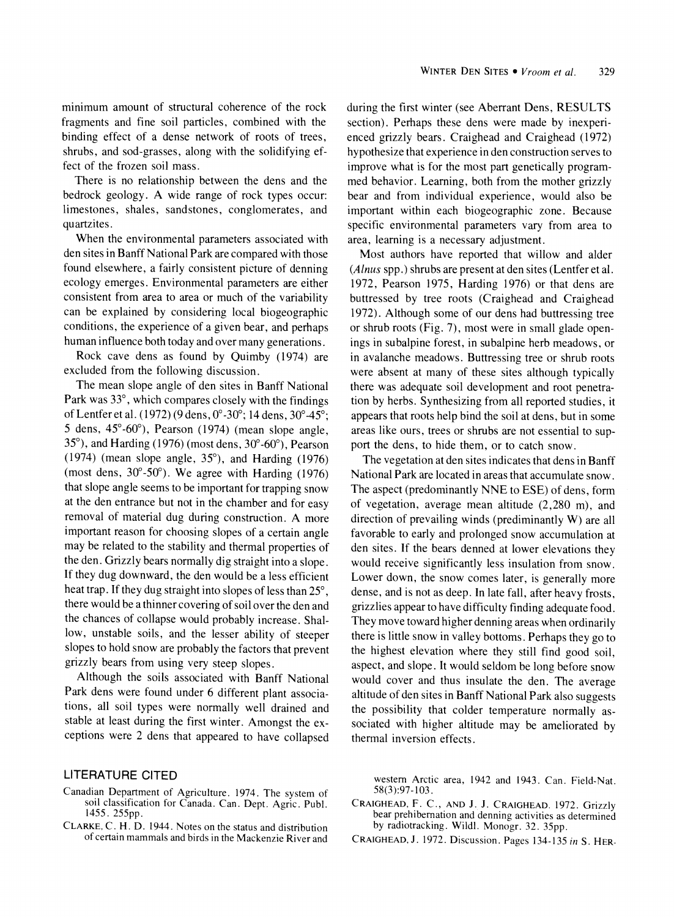minimum amount of structural coherence of the rock fragments and fine soil particles, combined with the binding effect of a dense network of roots of trees, shrubs, and sod-grasses, along with the solidifying effect of the frozen soil mass.

There is no relationship between the dens and the bedrock geology. A wide range of rock types occur: limestones, shales, sandstones, conglomerates, and quartzites.

When the environmental parameters associated with den sites in Banff National Park are compared with those found elsewhere, a fairly consistent picture of denning ecology emerges. Environmental parameters are either consistent from area to area or much of the variability can be explained by considering local biogeographic conditions, the experience of a given bear, and perhaps human influence both today and over many generations.

Rock cave dens as found by Quimby (1974) are excluded from the following discussion.

The mean slope angle of den sites in Banff National Park was 33°, which compares closely with the findings of Lentfer et al. (1972) (9 dens, 0°-30°; 14 dens, 30°-45°; 5 dens, 45°-60°), Pearson (1974) (mean slope angle, 35°), and Harding (1976) (most dens, 30°-60°), Pearson (1974) (mean slope angle, 35°), and Harding (1976) (most dens, 30°-50°). We agree with Harding (1976) that slope angle seems to be important for trapping snow at the den entrance but not in the chamber and for easy removal of material dug during construction. A more important reason for choosing slopes of a certain angle may be related to the stability and thermal properties of the den. Grizzly bears normally dig straight into a slope. If they dug downward, the den would be a less efficient heat trap. If they dug straight into slopes of less than 25°, there would be a thinner covering of soil over the den and the chances of collapse would probably increase. Shallow, unstable soils, and the lesser ability of steeper slopes to hold snow are probably the factors that prevent grizzly bears from using very steep slopes.

Although the soils associated with Banff National Park dens were found under 6 different plant associations, all soil types were normally well drained and stable at least during the first winter. Amongst the exceptions were 2 dens that appeared to have collapsed during the first winter (see Aberrant Dens, RESULTS section). Perhaps these dens were made by inexperienced grizzly bears. Craighead and Craighead (1972) hypothesize that experience in den construction serves to improve what is for the most part genetically programmed behavior. Learning, both from the mother grizzly bear and from individual experience, would also be important within each biogeographic zone. Because specific environmental parameters vary from area to area, learning is a necessary adjustment.

Most authors have reported that willow and alder (*Alnus* spp.) shrubs are present at den sites (Lentfer et al. 1972, Pearson 1975, Harding 1976) or that dens are buttressed by tree roots (Craighead and Craighead 1972). Although some of our dens had buttressing tree or shrub roots (Fig. 7), most were in small glade openings in subalpine forest, in subalpine herb meadows, or in avalanche meadows. Buttressing tree or shrub roots were absent at many of these sites although typically there was adequate soil development and root penetration by herbs. Synthesizing from all reported studies, it appears that roots help bind the soil at dens, but in some areas like ours, trees or shrubs are not essential to support the dens, to hide them, or to catch snow.

The vegetation at den sites indicates that dens in Banff National Park are located in areas that accumulate snow. The aspect (predominantly NNE to ESE) of dens, form of vegetation, average mean altitude (2,280 m), and direction of prevailing winds (prediminantly W) are all favorable to early and prolonged snow accumulation at den sites. If the bears denned at lower elevations they would receive significantly less insulation from snow. Lower down, the snow comes later, is generally more dense, and is not as deep. In late fall, after heavy frosts, grizzlies appear to have difficulty finding adequate food. They move toward higher denning areas when ordinarily there is little snow in valley bottoms. Perhaps they go to the highest elevation where they still find good soil, aspect, and slope. It would seldom be long before snow would cover and thus insulate the den. The average altitude of den sites in Banff National Park also suggests the possibility that colder temperature normally associated with higher altitude may be ameliorated by thermal inversion effects.

## LITERATURE CITED

Canadian Department of Agriculture. 1974. The system of soil classification for Canada. Can. Dept. Agric. Publ. 1455. 255pp.

Clarke, C. H. D. 1944. Notes on the status and distribution of certain mammals and birds in the Mackenzie River and western Arctic area, 1942 and 1943. Can. Field-Nat. 58(3):97-103.

Craighead, F. C., and J. J. Craighead. 1972. Grizzly bear prehibernation and denning activities as determined by radiotracking. Wildl. Monogr. 32. 35pp.

Craighead, J. 1972. Discussion. Pages 134-135 *in* S. Her-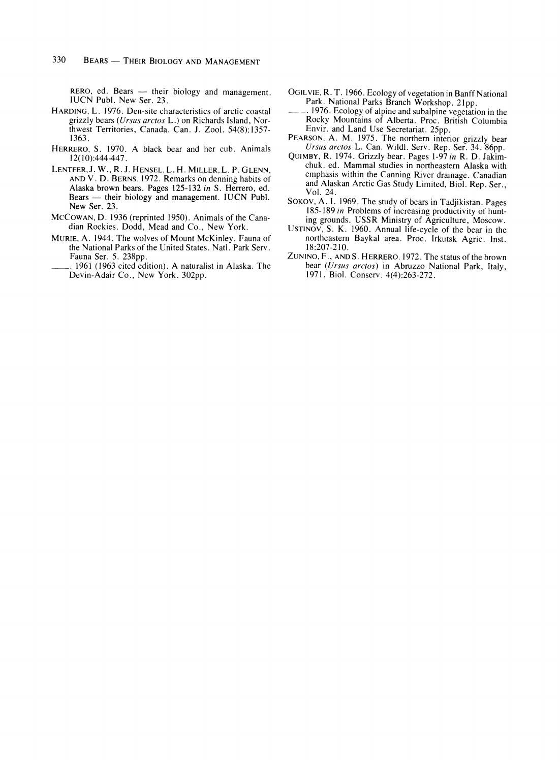RERO, ed. Bears — their biology and management. IUCN Publ. New Ser. 23.

HARDING, L. 1976. Den-site characteristics of arctic coastal grizzly bears (*Ursus arctos* L.) on Richards Island, Northwest Territories, Canada. Can. J. Zool. 54(8):1357-1363.

HERRERO, S. 1970. A black bear and her cub. Animals 12(10):444-447.

LENTFER, J. W., R. J. HENSEL, L. H. MILLER, L. P. GLENN, AND V. D. BERNS. 1972. Remarks on denning habits of Alaska brown bears. Pages 125-132 *in* S. Herrero, ed. Bears — their biology and management. IUCN Publ. New Ser. 23.

MCCOWAN, D. 1936 (reprinted 1950). Animals of the Canadian Rockies. Dodd, Mead and Co., New York.

MURIE, A. 1944. The wolves of Mount McKinley. Fauna of the National Parks of the United States. Natl. Park Serv. Fauna Ser. 5. 238pp.

———. 1961 (1963 cited edition). A naturalist in Alaska. The Devin-Adair Co., New York. 302pp.

OGILVIE, R. T. 1966. Ecology of vegetation in Banff National Park. National Parks Branch Workshop. 21pp.

———. 1976. Ecology of alpine and subalpine vegetation in the Rocky Mountains of Alberta. Proc. British Columbia Envir. and Land Use Secretariat. 25pp.

PEARSON, A. M. 1975. The northern interior grizzly bear *Ursus arctos* L. Can. Wildl. Serv. Rep. Ser. 34. 86pp.

QUIMBY, R. 1974. Grizzly bear. Pages 1-97 *in* R. D. Jakimchuk. ed. Mammal studies in northeastern Alaska with emphasis within the Canning River drainage. Canadian and Alaskan Arctic Gas Study Limited, Biol. Rep. Ser., Vol. 24.

SOKOV, A. I. 1969. The study of bears in Tadjikistan. Pages 185-189 *in* Problems of increasing productivity of hunting grounds. USSR Ministry of Agriculture, Moscow.

USTINOV, S. K. 1960. Annual life-cycle of the bear in the northeastern Baykal area. Proc. Irkutsk Agric. Inst. 18:207-210.

ZUNINO, F., AND S. HERRERO. 1972. The status of the brown bear (*Ursus arctos*) in Abruzzo National Park, Italy, 1971. Biol. Conserv. 4(4):263-272.